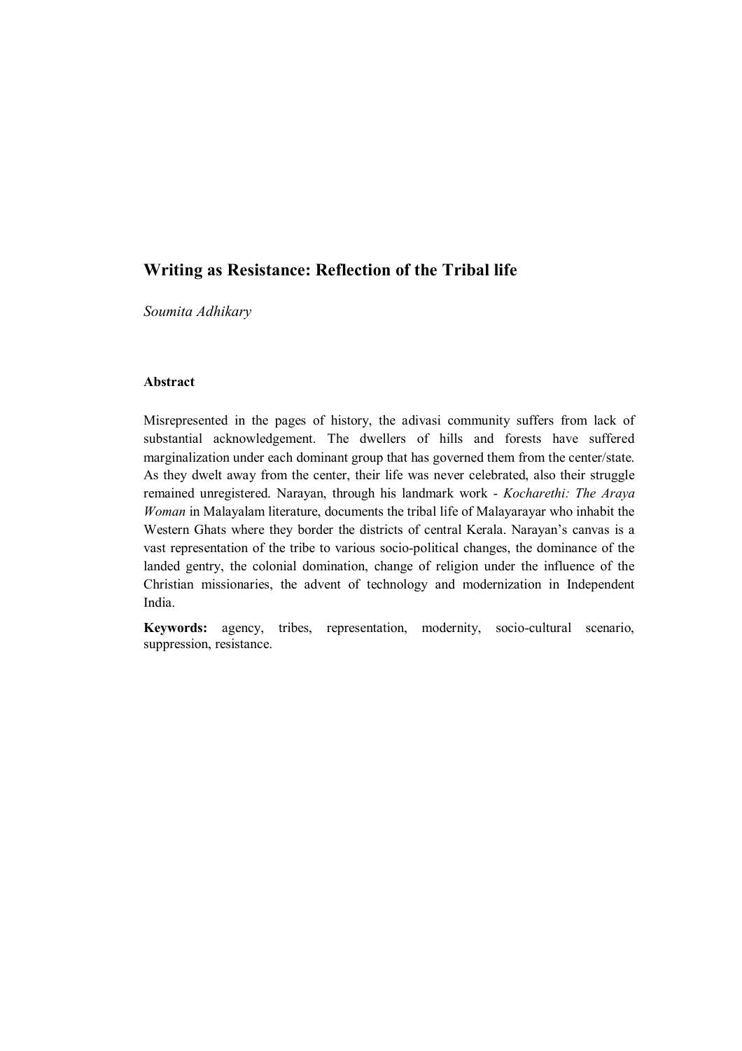# Writing as Resistance: Reflection of the Tribal life

*Soumita Adhikary*

**Abstract**

Misrepresented in the pages of history, the adivasi community suffers from lack of substantial acknowledgement. The dwellers of hills and forests have suffered marginalization under each dominant group that has governed them from the center/state. As they dwelt away from the center, their life was never celebrated, also their struggle remained unregistered. Narayan, through his landmark work - *Kocharethi: The Araya Woman* in Malayalam literature, documents the tribal life of Malayarayar who inhabit the Western Ghats where they border the districts of central Kerala. Narayan's canvas is a vast representation of the tribe to various socio-political changes, the dominance of the landed gentry, the colonial domination, change of religion under the influence of the Christian missionaries, the advent of technology and modernization in Independent India.

**Keywords:** agency, tribes, representation, modernity, socio-cultural scenario, suppression, resistance.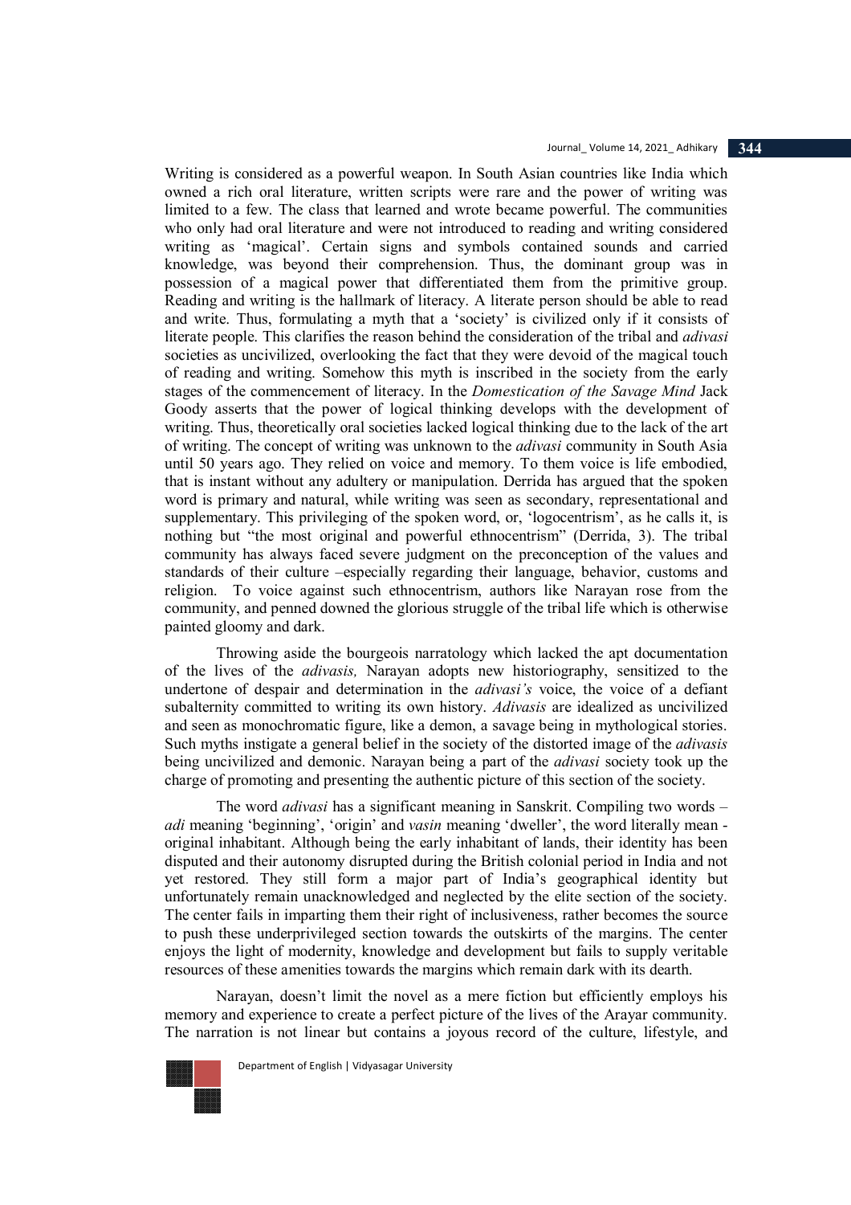Writing is considered as a powerful weapon. In South Asian countries like India which owned a rich oral literature, written scripts were rare and the power of writing was limited to a few. The class that learned and wrote became powerful. The communities who only had oral literature and were not introduced to reading and writing considered writing as 'magical'. Certain signs and symbols contained sounds and carried knowledge, was beyond their comprehension. Thus, the dominant group was in possession of a magical power that differentiated them from the primitive group. Reading and writing is the hallmark of literacy. A literate person should be able to read and write. Thus, formulating a myth that a 'society' is civilized only if it consists of literate people. This clarifies the reason behind the consideration of the tribal and *adivasi* societies as uncivilized, overlooking the fact that they were devoid of the magical touch of reading and writing. Somehow this myth is inscribed in the society from the early stages of the commencement of literacy. In the *Domestication of the Savage Mind* Jack Goody asserts that the power of logical thinking develops with the development of writing. Thus, theoretically oral societies lacked logical thinking due to the lack of the art of writing. The concept of writing was unknown to the *adivasi* community in South Asia until 50 years ago. They relied on voice and memory. To them voice is life embodied, that is instant without any adultery or manipulation. Derrida has argued that the spoken word is primary and natural, while writing was seen as secondary, representational and supplementary. This privileging of the spoken word, or, 'logocentrism', as he calls it, is nothing but "the most original and powerful ethnocentrism" (Derrida, 3). The tribal community has always faced severe judgment on the preconception of the values and standards of their culture –especially regarding their language, behavior, customs and religion. To voice against such ethnocentrism, authors like Narayan rose from the community, and penned downed the glorious struggle of the tribal life which is otherwise painted gloomy and dark.

Throwing aside the bourgeois narratology which lacked the apt documentation of the lives of the *adivasis,* Narayan adopts new historiography, sensitized to the undertone of despair and determination in the *adivasi's* voice, the voice of a defiant subalternity committed to writing its own history. *Adivasis* are idealized as uncivilized and seen as monochromatic figure, like a demon, a savage being in mythological stories. Such myths instigate a general belief in the society of the distorted image of the *adivasis* being uncivilized and demonic. Narayan being a part of the *adivasi* society took up the charge of promoting and presenting the authentic picture of this section of the society.

The word *adivasi* has a significant meaning in Sanskrit. Compiling two words – *adi* meaning 'beginning', 'origin' and *vasin* meaning 'dweller', the word literally mean - original inhabitant. Although being the early inhabitant of lands, their identity has been disputed and their autonomy disrupted during the British colonial period in India and not yet restored. They still form a major part of India's geographical identity but unfortunately remain unacknowledged and neglected by the elite section of the society. The center fails in imparting them their right of inclusiveness, rather becomes the source to push these underprivileged section towards the outskirts of the margins. The center enjoys the light of modernity, knowledge and development but fails to supply veritable resources of these amenities towards the margins which remain dark with its dearth.

Narayan, doesn't limit the novel as a mere fiction but efficiently employs his memory and experience to create a perfect picture of the lives of the Arayar community. The narration is not linear but contains a joyous record of the culture, lifestyle, and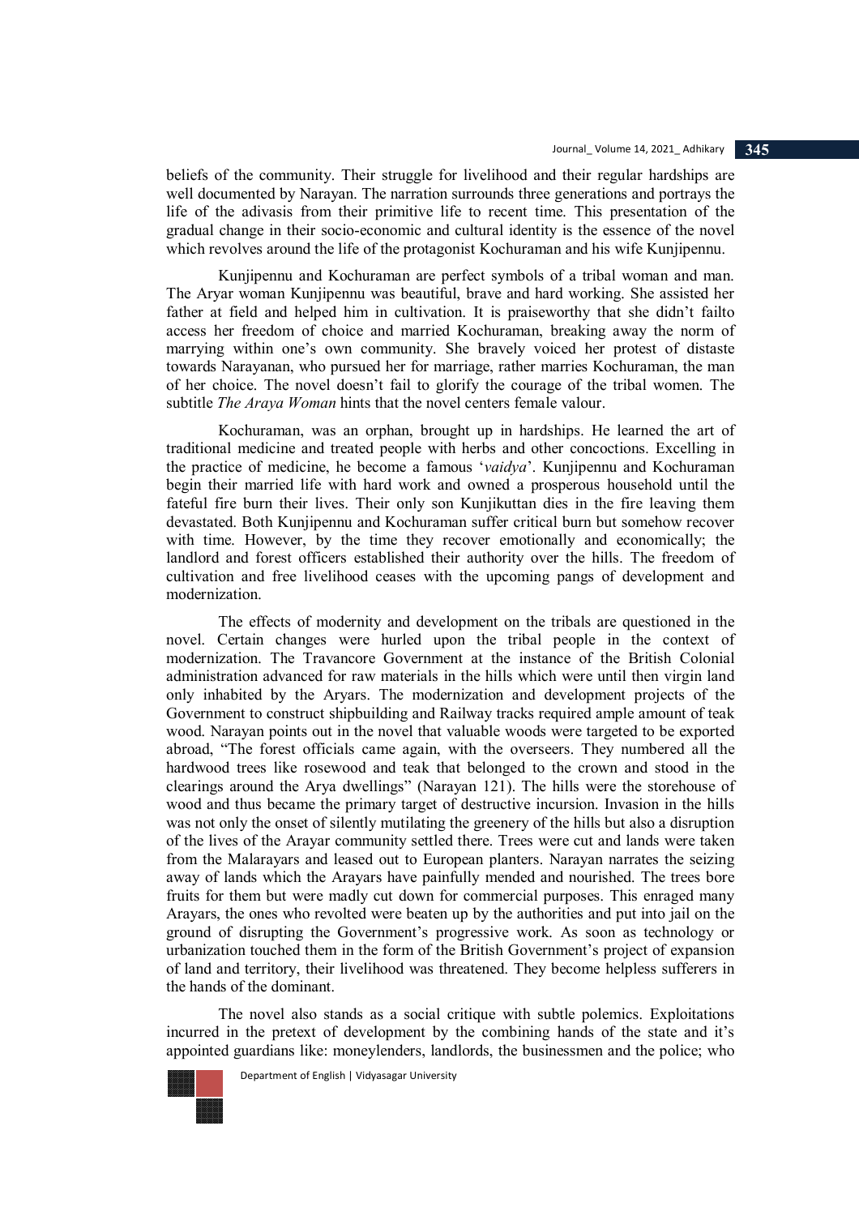beliefs of the community. Their struggle for livelihood and their regular hardships are well documented by Narayan. The narration surrounds three generations and portrays the life of the adivasis from their primitive life to recent time. This presentation of the gradual change in their socio-economic and cultural identity is the essence of the novel which revolves around the life of the protagonist Kochuraman and his wife Kunjipennu.

Kunjipennu and Kochuraman are perfect symbols of a tribal woman and man. The Aryar woman Kunjipennu was beautiful, brave and hard working. She assisted her father at field and helped him in cultivation. It is praiseworthy that she didn't failto access her freedom of choice and married Kochuraman, breaking away the norm of marrying within one's own community. She bravely voiced her protest of distaste towards Narayanan, who pursued her for marriage, rather marries Kochuraman, the man of her choice. The novel doesn't fail to glorify the courage of the tribal women. The subtitle *The Araya Woman* hints that the novel centers female valour.

Kochuraman, was an orphan, brought up in hardships. He learned the art of traditional medicine and treated people with herbs and other concoctions. Excelling in the practice of medicine, he become a famous '*vaidya*'. Kunjipennu and Kochuraman begin their married life with hard work and owned a prosperous household until the fateful fire burn their lives. Their only son Kunjikuttan dies in the fire leaving them devastated. Both Kunjipennu and Kochuraman suffer critical burn but somehow recover with time. However, by the time they recover emotionally and economically; the landlord and forest officers established their authority over the hills. The freedom of cultivation and free livelihood ceases with the upcoming pangs of development and modernization.

The effects of modernity and development on the tribals are questioned in the novel. Certain changes were hurled upon the tribal people in the context of modernization. The Travancore Government at the instance of the British Colonial administration advanced for raw materials in the hills which were until then virgin land only inhabited by the Aryars. The modernization and development projects of the Government to construct shipbuilding and Railway tracks required ample amount of teak wood. Narayan points out in the novel that valuable woods were targeted to be exported abroad, "The forest officials came again, with the overseers. They numbered all the hardwood trees like rosewood and teak that belonged to the crown and stood in the clearings around the Arya dwellings" (Narayan 121). The hills were the storehouse of wood and thus became the primary target of destructive incursion. Invasion in the hills was not only the onset of silently mutilating the greenery of the hills but also a disruption of the lives of the Arayar community settled there. Trees were cut and lands were taken from the Malarayars and leased out to European planters. Narayan narrates the seizing away of lands which the Arayars have painfully mended and nourished. The trees bore fruits for them but were madly cut down for commercial purposes. This enraged many Arayars, the ones who revolted were beaten up by the authorities and put into jail on the ground of disrupting the Government's progressive work. As soon as technology or urbanization touched them in the form of the British Government's project of expansion of land and territory, their livelihood was threatened. They become helpless sufferers in the hands of the dominant.

The novel also stands as a social critique with subtle polemics. Exploitations incurred in the pretext of development by the combining hands of the state and it's appointed guardians like: moneylenders, landlords, the businessmen and the police; who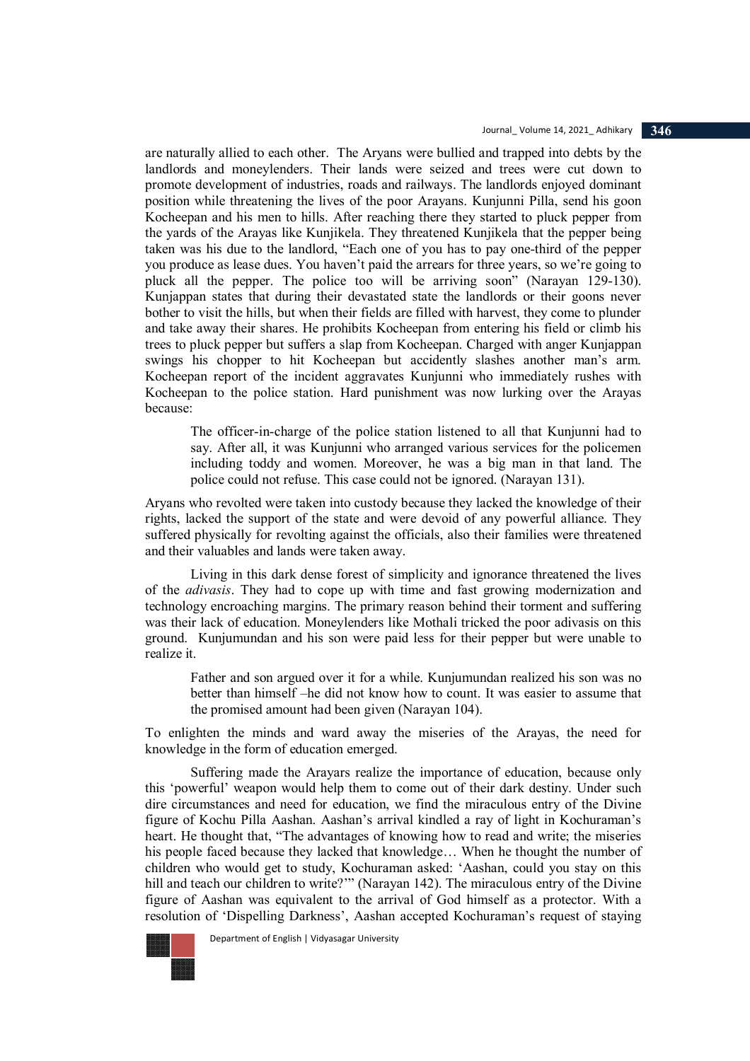are naturally allied to each other. The Aryans were bullied and trapped into debts by the landlords and moneylenders. Their lands were seized and trees were cut down to promote development of industries, roads and railways. The landlords enjoyed dominant position while threatening the lives of the poor Arayans. Kunjunni Pilla, send his goon Kocheepan and his men to hills. After reaching there they started to pluck pepper from the yards of the Arayas like Kunjikela. They threatened Kunjikela that the pepper being taken was his due to the landlord, "Each one of you has to pay one-third of the pepper you produce as lease dues. You haven't paid the arrears for three years, so we're going to pluck all the pepper. The police too will be arriving soon" (Narayan 129-130). Kunjappan states that during their devastated state the landlords or their goons never bother to visit the hills, but when their fields are filled with harvest, they come to plunder and take away their shares. He prohibits Kocheepan from entering his field or climb his trees to pluck pepper but suffers a slap from Kocheepan. Charged with anger Kunjappan swings his chopper to hit Kocheepan but accidently slashes another man's arm. Kocheepan report of the incident aggravates Kunjunni who immediately rushes with Kocheepan to the police station. Hard punishment was now lurking over the Arayas because:

> The officer-in-charge of the police station listened to all that Kunjunni had to say. After all, it was Kunjunni who arranged various services for the policemen including toddy and women. Moreover, he was a big man in that land. The police could not refuse. This case could not be ignored. (Narayan 131).

Aryans who revolted were taken into custody because they lacked the knowledge of their rights, lacked the support of the state and were devoid of any powerful alliance. They suffered physically for revolting against the officials, also their families were threatened and their valuables and lands were taken away.

Living in this dark dense forest of simplicity and ignorance threatened the lives of the *adivasis*. They had to cope up with time and fast growing modernization and technology encroaching margins. The primary reason behind their torment and suffering was their lack of education. Moneylenders like Mothali tricked the poor adivasis on this ground. Kunjumundan and his son were paid less for their pepper but were unable to realize it.

> Father and son argued over it for a while. Kunjumundan realized his son was no better than himself –he did not know how to count. It was easier to assume that the promised amount had been given (Narayan 104).

To enlighten the minds and ward away the miseries of the Arayas, the need for knowledge in the form of education emerged.

Suffering made the Arayars realize the importance of education, because only this 'powerful' weapon would help them to come out of their dark destiny. Under such dire circumstances and need for education, we find the miraculous entry of the Divine figure of Kochu Pilla Aashan. Aashan's arrival kindled a ray of light in Kochuraman's heart. He thought that, "The advantages of knowing how to read and write; the miseries his people faced because they lacked that knowledge… When he thought the number of children who would get to study, Kochuraman asked: 'Aashan, could you stay on this hill and teach our children to write?'" (Narayan 142). The miraculous entry of the Divine figure of Aashan was equivalent to the arrival of God himself as a protector. With a resolution of 'Dispelling Darkness', Aashan accepted Kochuraman's request of staying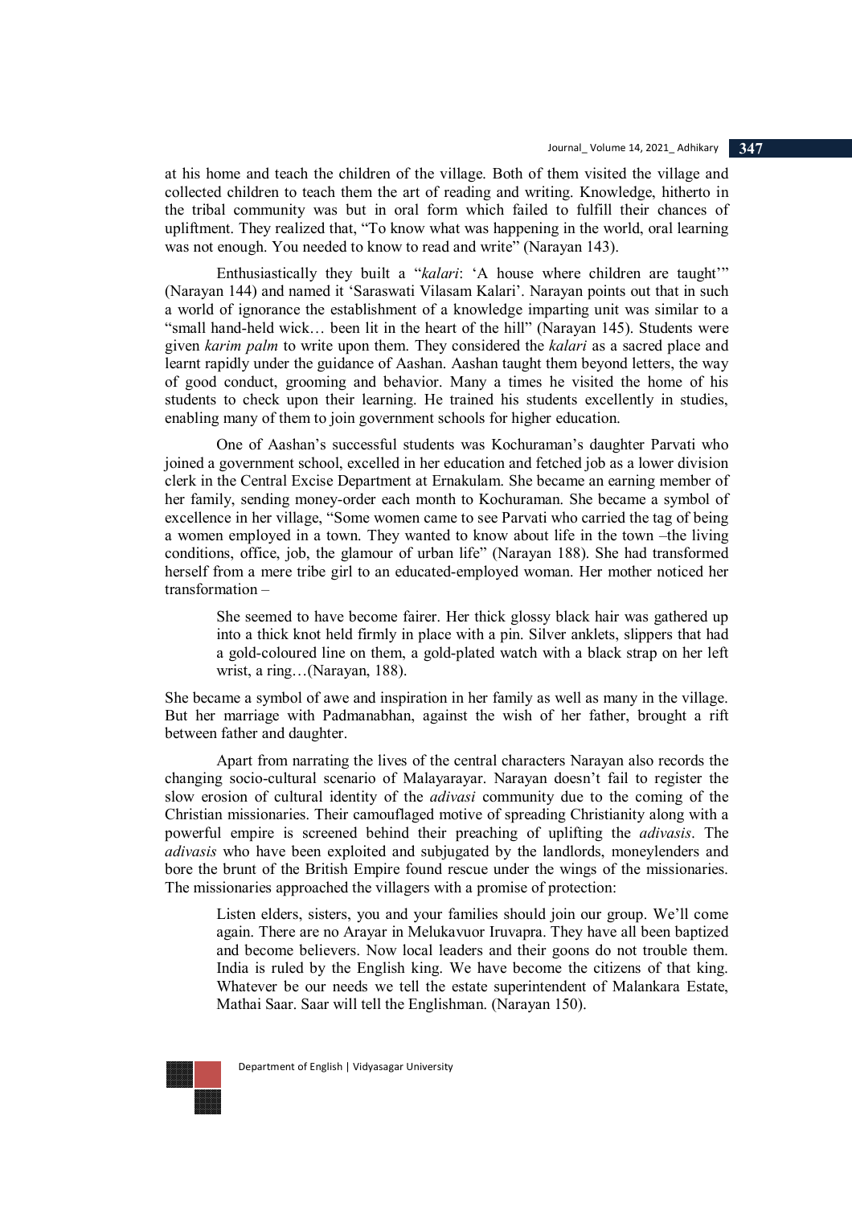at his home and teach the children of the village. Both of them visited the village and collected children to teach them the art of reading and writing. Knowledge, hitherto in the tribal community was but in oral form which failed to fulfill their chances of upliftment. They realized that, "To know what was happening in the world, oral learning was not enough. You needed to know to read and write" (Narayan 143).

Enthusiastically they built a "*kalari*: 'A house where children are taught'" (Narayan 144) and named it 'Saraswati Vilasam Kalari'. Narayan points out that in such a world of ignorance the establishment of a knowledge imparting unit was similar to a "small hand-held wick… been lit in the heart of the hill" (Narayan 145). Students were given *karim palm* to write upon them. They considered the *kalari* as a sacred place and learnt rapidly under the guidance of Aashan. Aashan taught them beyond letters, the way of good conduct, grooming and behavior. Many a times he visited the home of his students to check upon their learning. He trained his students excellently in studies, enabling many of them to join government schools for higher education.

One of Aashan's successful students was Kochuraman's daughter Parvati who joined a government school, excelled in her education and fetched job as a lower division clerk in the Central Excise Department at Ernakulam. She became an earning member of her family, sending money-order each month to Kochuraman. She became a symbol of excellence in her village, "Some women came to see Parvati who carried the tag of being a women employed in a town. They wanted to know about life in the town –the living conditions, office, job, the glamour of urban life" (Narayan 188). She had transformed herself from a mere tribe girl to an educated-employed woman. Her mother noticed her transformation –

> She seemed to have become fairer. Her thick glossy black hair was gathered up into a thick knot held firmly in place with a pin. Silver anklets, slippers that had a gold-coloured line on them, a gold-plated watch with a black strap on her left wrist, a ring…(Narayan, 188).

She became a symbol of awe and inspiration in her family as well as many in the village. But her marriage with Padmanabhan, against the wish of her father, brought a rift between father and daughter.

Apart from narrating the lives of the central characters Narayan also records the changing socio-cultural scenario of Malayarayar. Narayan doesn't fail to register the slow erosion of cultural identity of the *adivasi* community due to the coming of the Christian missionaries. Their camouflaged motive of spreading Christianity along with a powerful empire is screened behind their preaching of uplifting the *adivasis*. The *adivasis* who have been exploited and subjugated by the landlords, moneylenders and bore the brunt of the British Empire found rescue under the wings of the missionaries. The missionaries approached the villagers with a promise of protection:

> Listen elders, sisters, you and your families should join our group. We'll come again. There are no Arayar in Melukavuor Iruvapra. They have all been baptized and become believers. Now local leaders and their goons do not trouble them. India is ruled by the English king. We have become the citizens of that king. Whatever be our needs we tell the estate superintendent of Malankara Estate, Mathai Saar. Saar will tell the Englishman. (Narayan 150).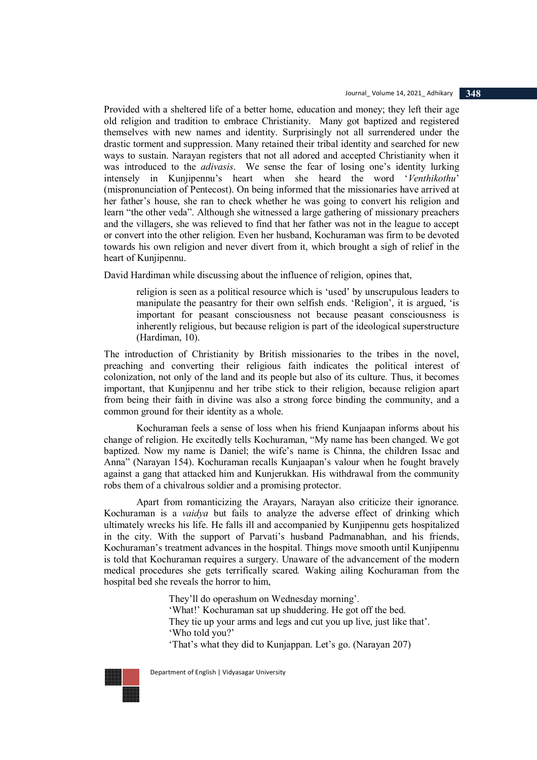Provided with a sheltered life of a better home, education and money; they left their age old religion and tradition to embrace Christianity. Many got baptized and registered themselves with new names and identity. Surprisingly not all surrendered under the drastic torment and suppression. Many retained their tribal identity and searched for new ways to sustain. Narayan registers that not all adored and accepted Christianity when it was introduced to the *adivasis*. We sense the fear of losing one's identity lurking intensely in Kunjipennu's heart when she heard the word '*Venthikothu*' (mispronunciation of Pentecost). On being informed that the missionaries have arrived at her father's house, she ran to check whether he was going to convert his religion and learn "the other veda". Although she witnessed a large gathering of missionary preachers and the villagers, she was relieved to find that her father was not in the league to accept or convert into the other religion. Even her husband, Kochuraman was firm to be devoted towards his own religion and never divert from it, which brought a sigh of relief in the heart of Kunjipennu.

David Hardiman while discussing about the influence of religion, opines that,

> religion is seen as a political resource which is 'used' by unscrupulous leaders to manipulate the peasantry for their own selfish ends. 'Religion', it is argued, 'is important for peasant consciousness not because peasant consciousness is inherently religious, but because religion is part of the ideological superstructure (Hardiman, 10).

The introduction of Christianity by British missionaries to the tribes in the novel, preaching and converting their religious faith indicates the political interest of colonization, not only of the land and its people but also of its culture. Thus, it becomes important, that Kunjipennu and her tribe stick to their religion, because religion apart from being their faith in divine was also a strong force binding the community, and a common ground for their identity as a whole.

Kochuraman feels a sense of loss when his friend Kunjaapan informs about his change of religion. He excitedly tells Kochuraman, "My name has been changed. We got baptized. Now my name is Daniel; the wife's name is Chinna, the children Issac and Anna" (Narayan 154). Kochuraman recalls Kunjaapan's valour when he fought bravely against a gang that attacked him and Kunjerukkan. His withdrawal from the community robs them of a chivalrous soldier and a promising protector.

Apart from romanticizing the Arayars, Narayan also criticize their ignorance. Kochuraman is a *vaidya* but fails to analyze the adverse effect of drinking which ultimately wrecks his life. He falls ill and accompanied by Kunjipennu gets hospitalized in the city. With the support of Parvati's husband Padmanabhan, and his friends, Kochuraman's treatment advances in the hospital. Things move smooth until Kunjipennu is told that Kochuraman requires a surgery. Unaware of the advancement of the modern medical procedures she gets terrifically scared. Waking ailing Kochuraman from the hospital bed she reveals the horror to him,

> They'll do operashum on Wednesday morning'.
> 'What!' Kochuraman sat up shuddering. He got off the bed.
> They tie up your arms and legs and cut you up live, just like that'.
> 'Who told you?'
> 'That's what they did to Kunjappan. Let's go. (Narayan 207)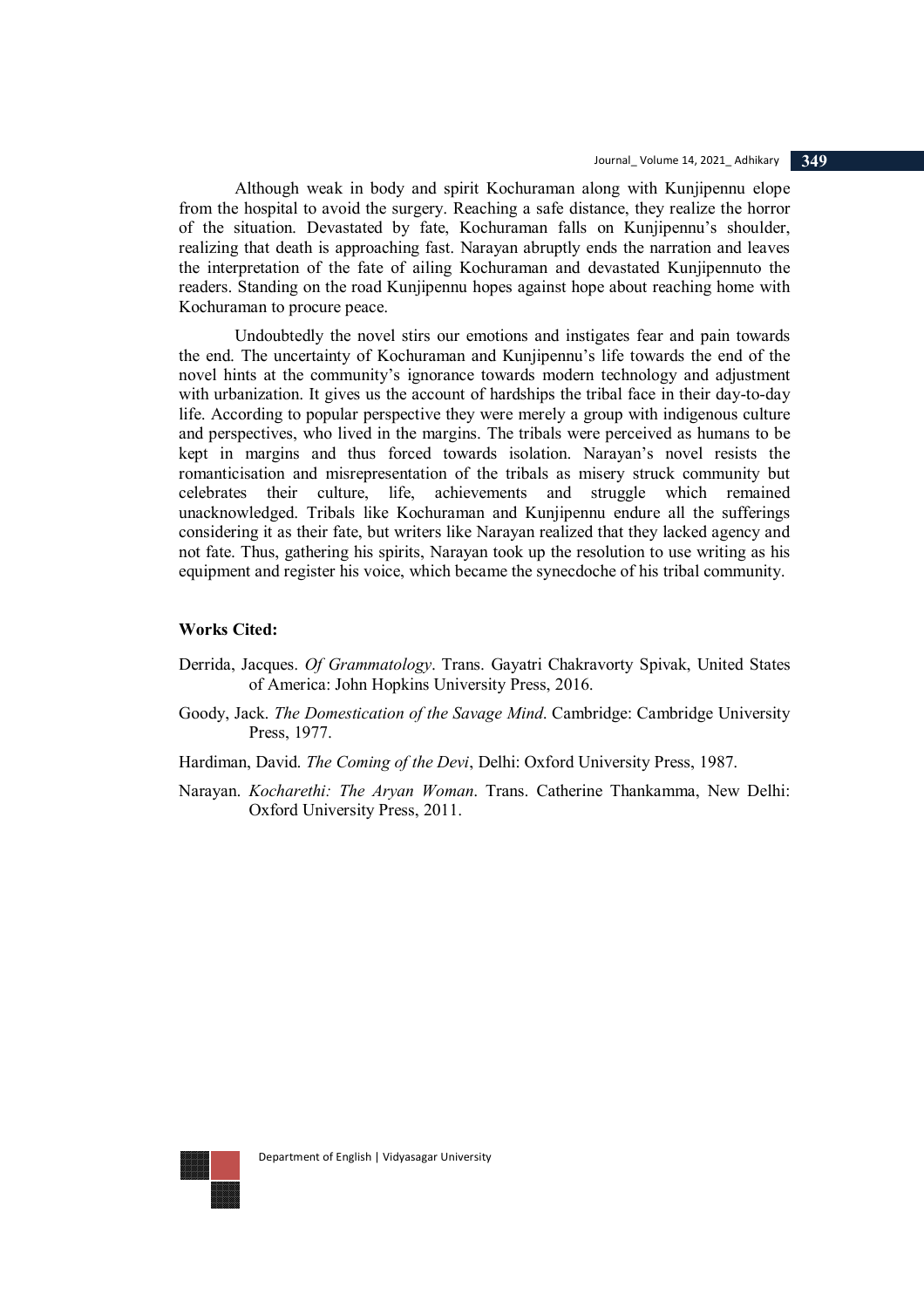Although weak in body and spirit Kochuraman along with Kunjipennu elope from the hospital to avoid the surgery. Reaching a safe distance, they realize the horror of the situation. Devastated by fate, Kochuraman falls on Kunjipennu's shoulder, realizing that death is approaching fast. Narayan abruptly ends the narration and leaves the interpretation of the fate of ailing Kochuraman and devastated Kunjipennuto the readers. Standing on the road Kunjipennu hopes against hope about reaching home with Kochuraman to procure peace.

Undoubtedly the novel stirs our emotions and instigates fear and pain towards the end. The uncertainty of Kochuraman and Kunjipennu's life towards the end of the novel hints at the community's ignorance towards modern technology and adjustment with urbanization. It gives us the account of hardships the tribal face in their day-to-day life. According to popular perspective they were merely a group with indigenous culture and perspectives, who lived in the margins. The tribals were perceived as humans to be kept in margins and thus forced towards isolation. Narayan's novel resists the romanticisation and misrepresentation of the tribals as misery struck community but celebrates their culture, life, achievements and struggle which remained unacknowledged. Tribals like Kochuraman and Kunjipennu endure all the sufferings considering it as their fate, but writers like Narayan realized that they lacked agency and not fate. Thus, gathering his spirits, Narayan took up the resolution to use writing as his equipment and register his voice, which became the synecdoche of his tribal community.

**Works Cited:**

Derrida, Jacques. *Of Grammatology*. Trans. Gayatri Chakravorty Spivak, United States of America: John Hopkins University Press, 2016.

Goody, Jack. *The Domestication of the Savage Mind*. Cambridge: Cambridge University Press, 1977.

Hardiman, David. *The Coming of the Devi*, Delhi: Oxford University Press, 1987.

Narayan. *Kocharethi: The Aryan Woman*. Trans. Catherine Thankamma, New Delhi: Oxford University Press, 2011.